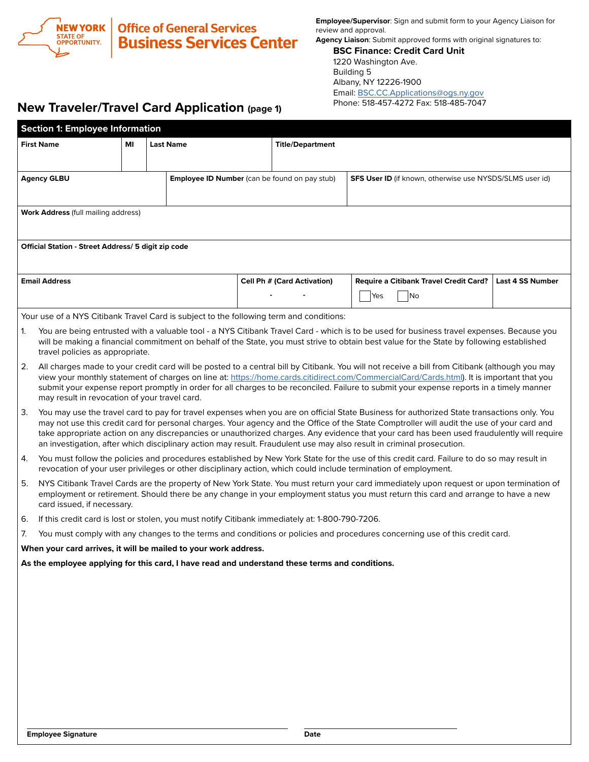New York State of Opportunity | Office of General Services
**Business Services Center**

**Employee/Supervisor**: Sign and submit form to your Agency Liaison for review and approval.
**Agency Liaison**: Submit approved forms with original signatures to:

**BSC Finance: Credit Card Unit**
1220 Washington Ave.
Building 5
Albany, NY 12226-1900
Email: BSC.CC.Applications@ogs.ny.gov
Phone: 518-457-4272 Fax: 518-485-7047

# New Traveler/Travel Card Application (page 1)

## Section 1: Employee Information

| First Name | MI | Last Name | Title/Department |
|---|---|---|---|
| | | | |

| Agency GLBU | Employee ID Number (can be found on pay stub) | SFS User ID (if known, otherwise use NYSDS/SLMS user id) |
|---|---|---|
| | | |

| Work Address (full mailing address) |
|---|
| |

| Official Station - Street Address/ 5 digit zip code |
|---|
| |

| Email Address | Cell Ph # (Card Activation) | Require a Citibank Travel Credit Card? | Last 4 SS Number |
|---|---|---|---|
| | - - | ☐ Yes ☐ No | |

Your use of a NYS Citibank Travel Card is subject to the following term and conditions:

1. You are being entrusted with a valuable tool - a NYS Citibank Travel Card - which is to be used for business travel expenses. Because you will be making a financial commitment on behalf of the State, you must strive to obtain best value for the State by following established travel policies as appropriate.
2. All charges made to your credit card will be posted to a central bill by Citibank. You will not receive a bill from Citibank (although you may view your monthly statement of charges on line at: https://home.cards.citidirect.com/CommercialCard/Cards.html). It is important that you submit your expense report promptly in order for all charges to be reconciled. Failure to submit your expense reports in a timely manner may result in revocation of your travel card.
3. You may use the travel card to pay for travel expenses when you are on official State Business for authorized State transactions only. You may not use this credit card for personal charges. Your agency and the Office of the State Comptroller will audit the use of your card and take appropriate action on any discrepancies or unauthorized charges. Any evidence that your card has been used fraudulently will require an investigation, after which disciplinary action may result. Fraudulent use may also result in criminal prosecution.
4. You must follow the policies and procedures established by New York State for the use of this credit card. Failure to do so may result in revocation of your user privileges or other disciplinary action, which could include termination of employment.
5. NYS Citibank Travel Cards are the property of New York State. You must return your card immediately upon request or upon termination of employment or retirement. Should there be any change in your employment status you must return this card and arrange to have a new card issued, if necessary.
6. If this credit card is lost or stolen, you must notify Citibank immediately at: 1-800-790-7206.
7. You must comply with any changes to the terms and conditions or policies and procedures concerning use of this credit card.

**When your card arrives, it will be mailed to your work address.**

**As the employee applying for this card, I have read and understand these terms and conditions.**

| Employee Signature | Date |
|---|---|
| | |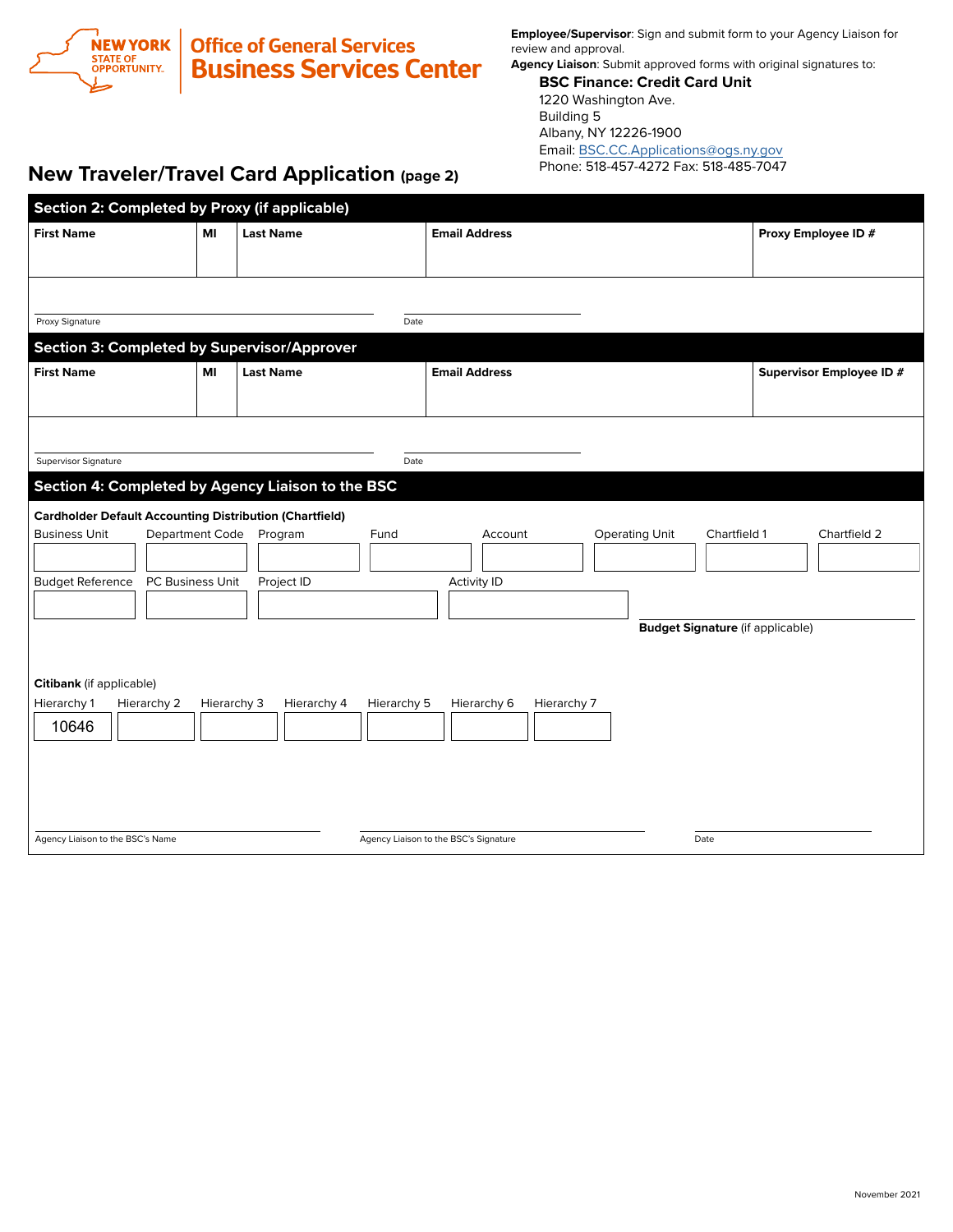**Employee/Supervisor**: Sign and submit form to your Agency Liaison for review and approval.

**Agency Liaison**: Submit approved forms with original signatures to:

**BSC Finance: Credit Card Unit**
1220 Washington Ave.
Building 5
Albany, NY 12226-1900
Email: BSC.CC.Applications@ogs.ny.gov
Phone: 518-457-4272 Fax: 518-485-7047

NEW YORK STATE OF OPPORTUNITY. | Office of General Services Business Services Center

# New Traveler/Travel Card Application (page 2)

## Section 2: Completed by Proxy (if applicable)

| First Name | MI | Last Name | Email Address | Proxy Employee ID # |
|---|---|---|---|---|
| | | | | |

Proxy Signature ____________________ Date ____________________

## Section 3: Completed by Supervisor/Approver

| First Name | MI | Last Name | Email Address | Supervisor Employee ID # |
|---|---|---|---|---|
| | | | | |

Supervisor Signature ____________________ Date ____________________

## Section 4: Completed by Agency Liaison to the BSC

**Cardholder Default Accounting Distribution (Chartfield)**

| Business Unit | Department Code | Program | Fund | Account | Operating Unit | Chartfield 1 | Chartfield 2 |
|---|---|---|---|---|---|---|---|
| | | | | | | | |

| Budget Reference | PC Business Unit | Project ID | Activity ID |
|---|---|---|---|
| | | | |

____________________
**Budget Signature** (if applicable)

**Citibank** (if applicable)

| Hierarchy 1 | Hierarchy 2 | Hierarchy 3 | Hierarchy 4 | Hierarchy 5 | Hierarchy 6 | Hierarchy 7 |
|---|---|---|---|---|---|---|
| 10646 | | | | | | |

Agency Liaison to the BSC's Name ____________________ Agency Liaison to the BSC's Signature ____________________ Date ____________________

November 2021